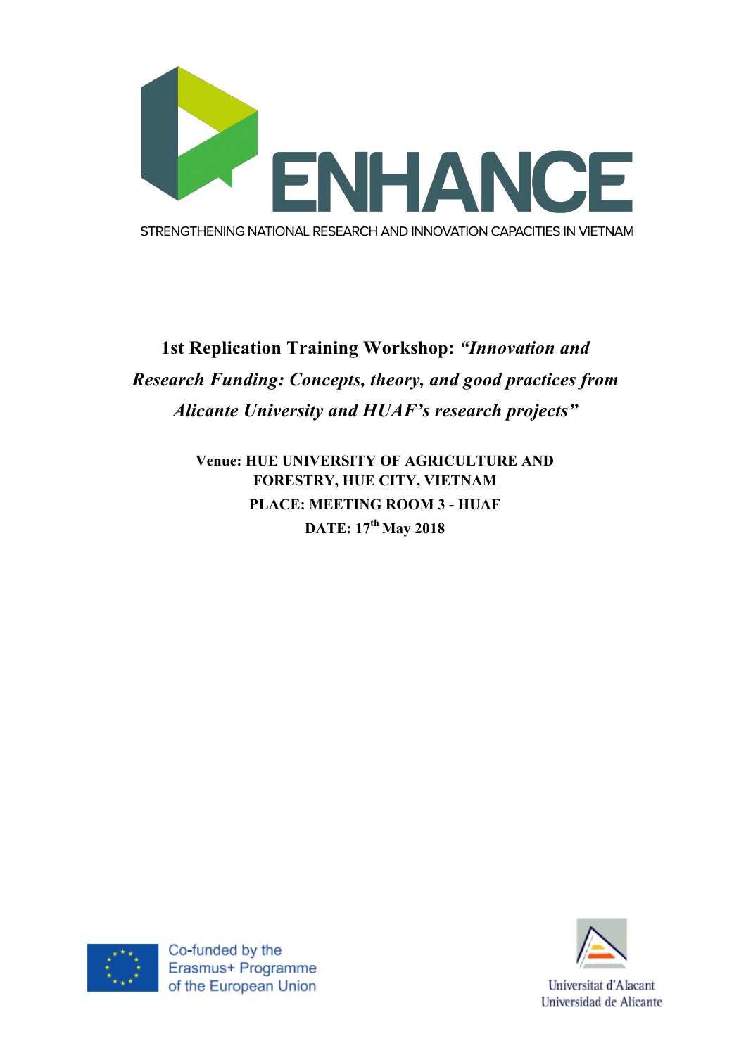ENHANCE

STRENGTHENING NATIONAL RESEARCH AND INNOVATION CAPACITIES IN VIETNAM

# 1st Replication Training Workshop: *"Innovation and Research Funding: Concepts, theory, and good practices from Alicante University and HUAF's research projects"*

**Venue: HUE UNIVERSITY OF AGRICULTURE AND FORESTRY, HUE CITY, VIETNAM**

**PLACE: MEETING ROOM 3 - HUAF**

**DATE: 17th May 2018**

Co-funded by the Erasmus+ Programme of the European Union

Universitat d'Alacant
Universidad de Alicante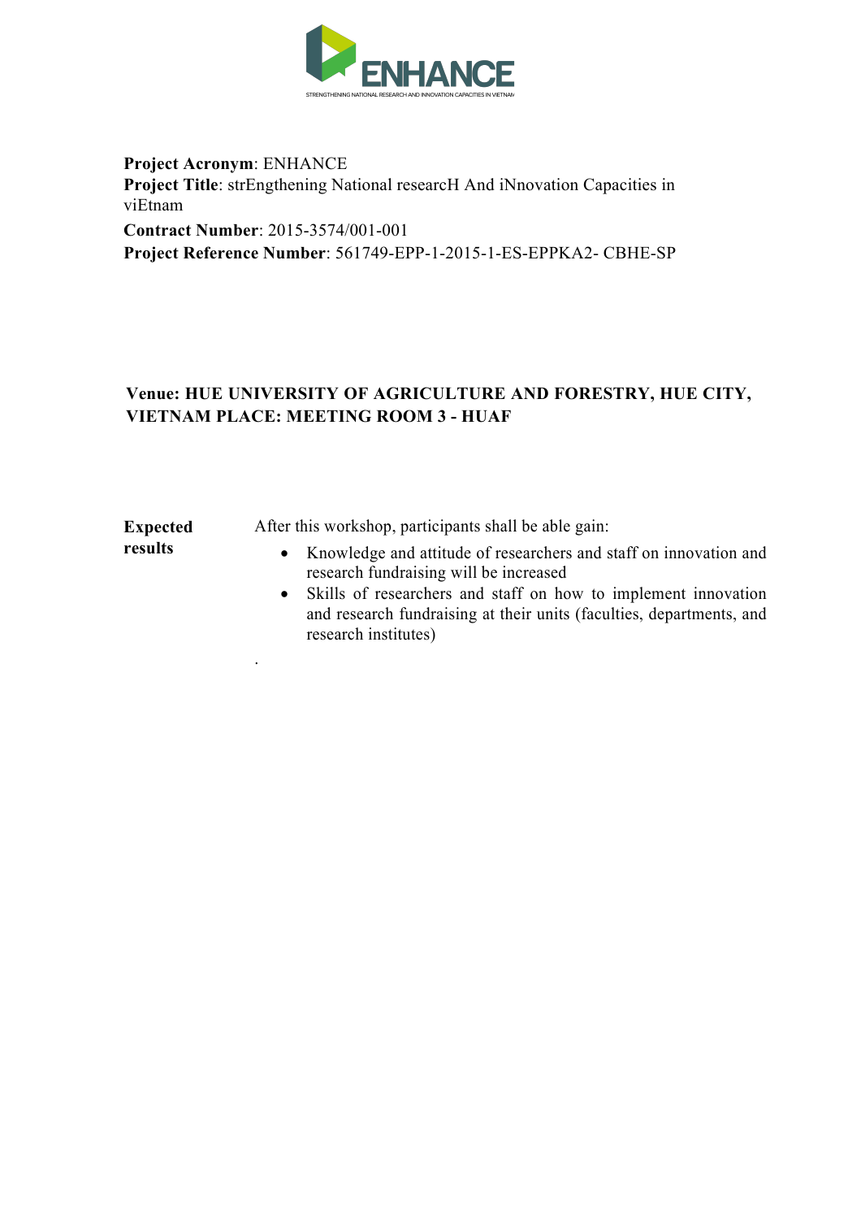**Project Acronym**: ENHANCE
**Project Title**: strEngthening National researcH And iNnovation Capacities in viEtnam
**Contract Number**: 2015-3574/001-001
**Project Reference Number**: 561749-EPP-1-2015-1-ES-EPPKA2- CBHE-SP

**Venue: HUE UNIVERSITY OF AGRICULTURE AND FORESTRY, HUE CITY, VIETNAM PLACE: MEETING ROOM 3 - HUAF**

| **Expected results** | After this workshop, participants shall be able gain:<br>• Knowledge and attitude of researchers and staff on innovation and research fundraising will be increased<br>• Skills of researchers and staff on how to implement innovation and research fundraising at their units (faculties, departments, and research institutes)<br>. |
|---|---|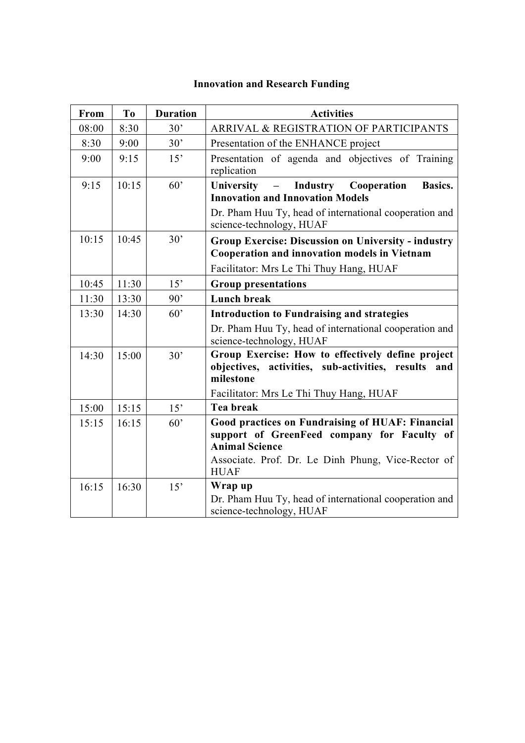# Innovation and Research Funding

| From | To | Duration | Activities |
|---|---|---|---|
| 08:00 | 8:30 | 30' | ARRIVAL & REGISTRATION OF PARTICIPANTS |
| 8:30 | 9:00 | 30' | Presentation of the ENHANCE project |
| 9:00 | 9:15 | 15' | Presentation of agenda and objectives of Training replication |
| 9:15 | 10:15 | 60' | **University – Industry Cooperation Basics. Innovation and Innovation Models**<br>Dr. Pham Huu Ty, head of international cooperation and science-technology, HUAF |
| 10:15 | 10:45 | 30' | **Group Exercise: Discussion on University - industry Cooperation and innovation models in Vietnam**<br>Facilitator: Mrs Le Thi Thuy Hang, HUAF |
| 10:45 | 11:30 | 15' | **Group presentations** |
| 11:30 | 13:30 | 90' | **Lunch break** |
| 13:30 | 14:30 | 60' | **Introduction to Fundraising and strategies**<br>Dr. Pham Huu Ty, head of international cooperation and science-technology, HUAF |
| 14:30 | 15:00 | 30' | **Group Exercise: How to effectively define project objectives, activities, sub-activities, results and milestone**<br>Facilitator: Mrs Le Thi Thuy Hang, HUAF |
| 15:00 | 15:15 | 15' | **Tea break** |
| 15:15 | 16:15 | 60' | **Good practices on Fundraising of HUAF: Financial support of GreenFeed company for Faculty of Animal Science**<br>Associate. Prof. Dr. Le Dinh Phung, Vice-Rector of HUAF |
| 16:15 | 16:30 | 15' | **Wrap up**<br>Dr. Pham Huu Ty, head of international cooperation and science-technology, HUAF |